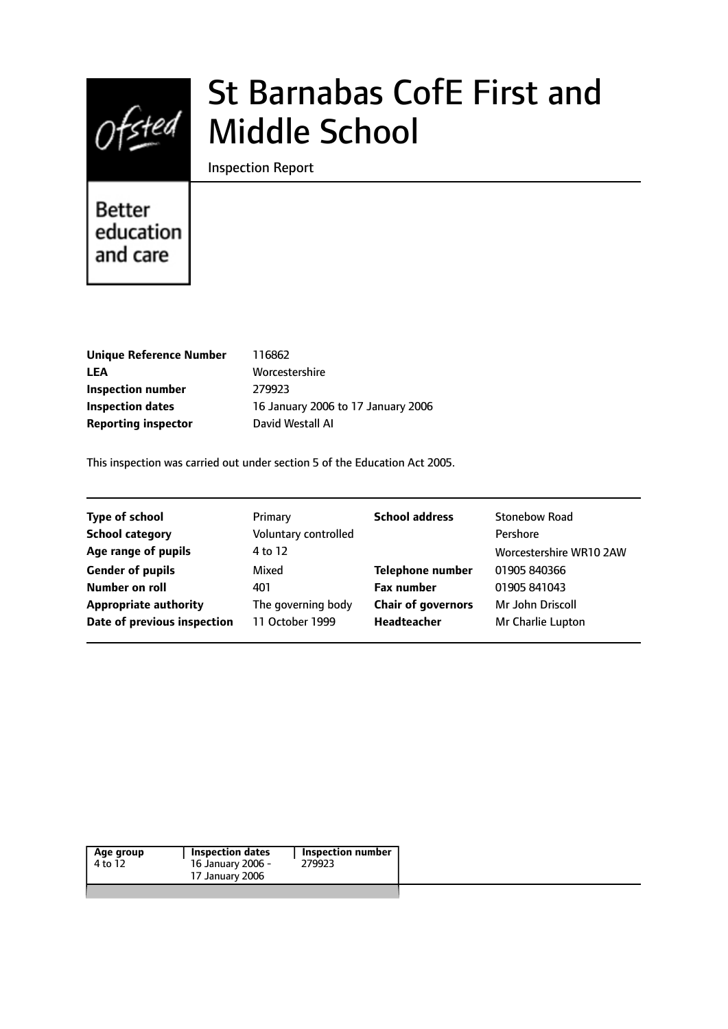# St Barnabas CofE First and Middle School

Inspection Report

Better education and care

| | |
|---|---|
| **Unique Reference Number** | 116862 |
| **LEA** | Worcestershire |
| **Inspection number** | 279923 |
| **Inspection dates** | 16 January 2006 to 17 January 2006 |
| **Reporting inspector** | David Westall AI |

This inspection was carried out under section 5 of the Education Act 2005.

| | | | |
|---|---|---|---|
| **Type of school** | Primary | **School address** | Stonebow Road |
| **School category** | Voluntary controlled | | Pershore |
| **Age range of pupils** | 4 to 12 | | Worcestershire WR10 2AW |
| **Gender of pupils** | Mixed | **Telephone number** | 01905 840366 |
| **Number on roll** | 401 | **Fax number** | 01905 841043 |
| **Appropriate authority** | The governing body | **Chair of governors** | Mr John Driscoll |
| **Date of previous inspection** | 11 October 1999 | **Headteacher** | Mr Charlie Lupton |

| Age group | Inspection dates | Inspection number |
|---|---|---|
| 4 to 12 | 16 January 2006 - 17 January 2006 | 279923 |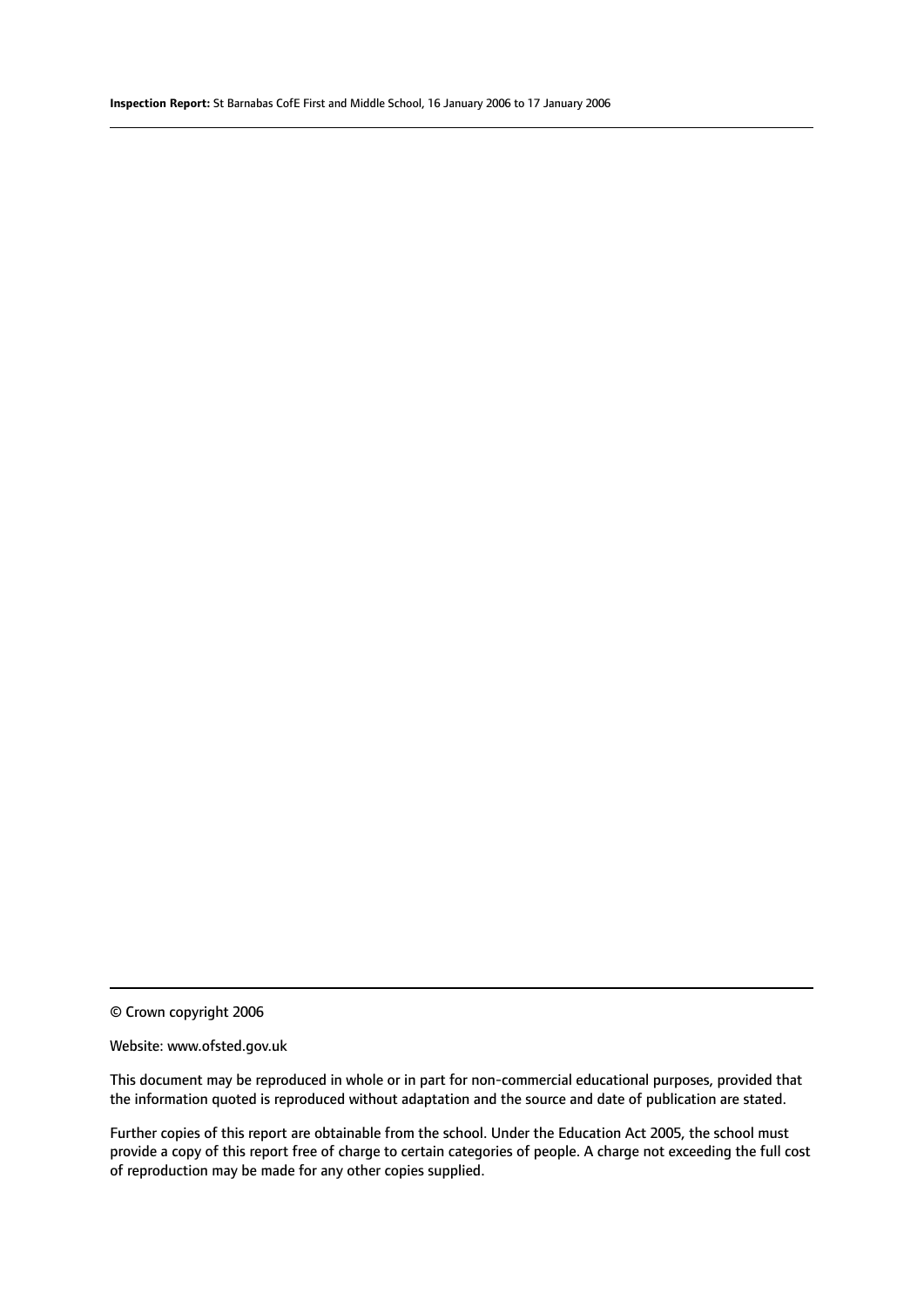© Crown copyright 2006

Website: www.ofsted.gov.uk

This document may be reproduced in whole or in part for non-commercial educational purposes, provided that the information quoted is reproduced without adaptation and the source and date of publication are stated.

Further copies of this report are obtainable from the school. Under the Education Act 2005, the school must provide a copy of this report free of charge to certain categories of people. A charge not exceeding the full cost of reproduction may be made for any other copies supplied.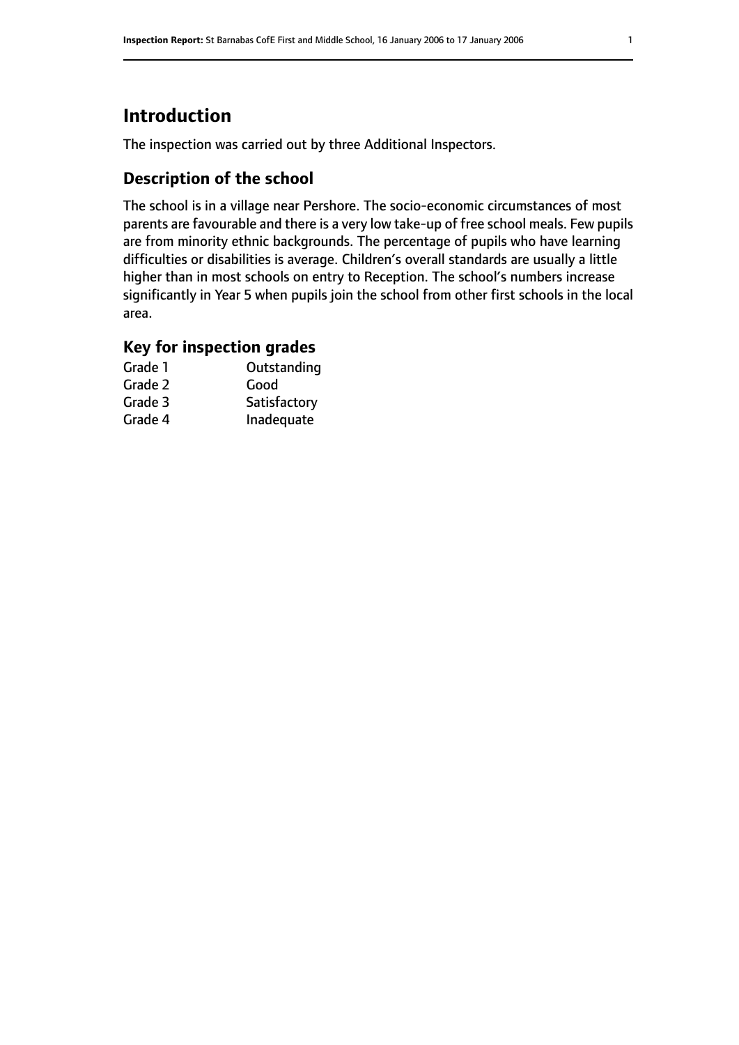# Introduction

The inspection was carried out by three Additional Inspectors.

## Description of the school

The school is in a village near Pershore. The socio-economic circumstances of most parents are favourable and there is a very low take-up of free school meals. Few pupils are from minority ethnic backgrounds. The percentage of pupils who have learning difficulties or disabilities is average. Children's overall standards are usually a little higher than in most schools on entry to Reception. The school's numbers increase significantly in Year 5 when pupils join the school from other first schools in the local area.

## Key for inspection grades

| | |
|---|---|
| Grade 1 | Outstanding |
| Grade 2 | Good |
| Grade 3 | Satisfactory |
| Grade 4 | Inadequate |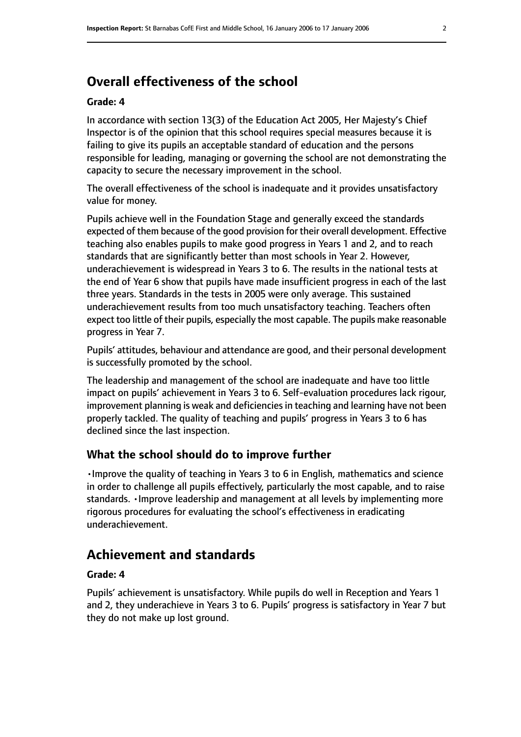## Overall effectiveness of the school

**Grade: 4**

In accordance with section 13(3) of the Education Act 2005, Her Majesty's Chief Inspector is of the opinion that this school requires special measures because it is failing to give its pupils an acceptable standard of education and the persons responsible for leading, managing or governing the school are not demonstrating the capacity to secure the necessary improvement in the school.

The overall effectiveness of the school is inadequate and it provides unsatisfactory value for money.

Pupils achieve well in the Foundation Stage and generally exceed the standards expected of them because of the good provision for their overall development. Effective teaching also enables pupils to make good progress in Years 1 and 2, and to reach standards that are significantly better than most schools in Year 2. However, underachievement is widespread in Years 3 to 6. The results in the national tests at the end of Year 6 show that pupils have made insufficient progress in each of the last three years. Standards in the tests in 2005 were only average. This sustained underachievement results from too much unsatisfactory teaching. Teachers often expect too little of their pupils, especially the most capable. The pupils make reasonable progress in Year 7.

Pupils' attitudes, behaviour and attendance are good, and their personal development is successfully promoted by the school.

The leadership and management of the school are inadequate and have too little impact on pupils' achievement in Years 3 to 6. Self-evaluation procedures lack rigour, improvement planning is weak and deficiencies in teaching and learning have not been properly tackled. The quality of teaching and pupils' progress in Years 3 to 6 has declined since the last inspection.

### What the school should do to improve further

- Improve the quality of teaching in Years 3 to 6 in English, mathematics and science in order to challenge all pupils effectively, particularly the most capable, and to raise standards.
- Improve leadership and management at all levels by implementing more rigorous procedures for evaluating the school's effectiveness in eradicating underachievement.

## Achievement and standards

**Grade: 4**

Pupils' achievement is unsatisfactory. While pupils do well in Reception and Years 1 and 2, they underachieve in Years 3 to 6. Pupils' progress is satisfactory in Year 7 but they do not make up lost ground.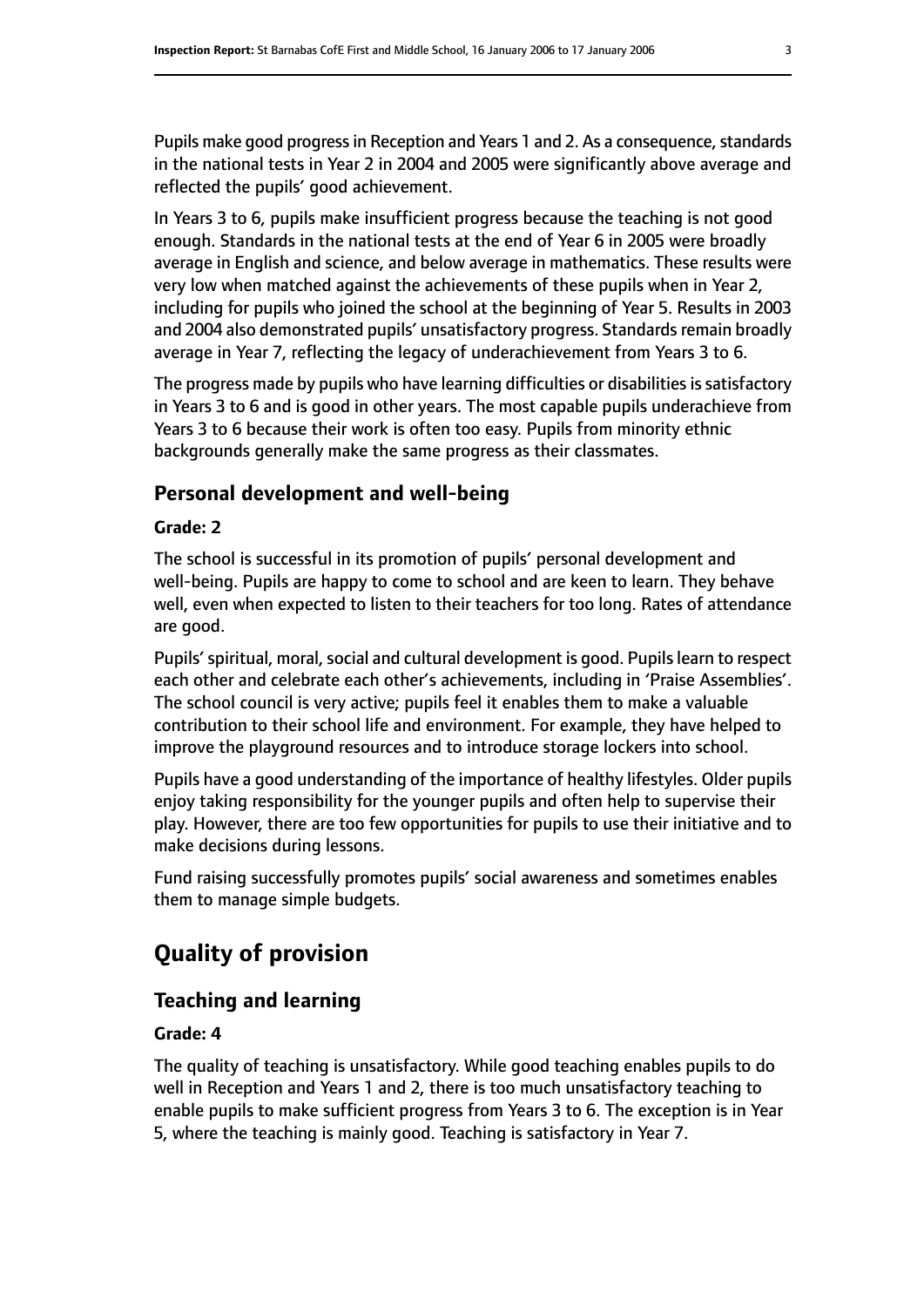Pupils make good progress in Reception and Years 1 and 2. As a consequence, standards in the national tests in Year 2 in 2004 and 2005 were significantly above average and reflected the pupils' good achievement.

In Years 3 to 6, pupils make insufficient progress because the teaching is not good enough. Standards in the national tests at the end of Year 6 in 2005 were broadly average in English and science, and below average in mathematics. These results were very low when matched against the achievements of these pupils when in Year 2, including for pupils who joined the school at the beginning of Year 5. Results in 2003 and 2004 also demonstrated pupils' unsatisfactory progress. Standards remain broadly average in Year 7, reflecting the legacy of underachievement from Years 3 to 6.

The progress made by pupils who have learning difficulties or disabilities is satisfactory in Years 3 to 6 and is good in other years. The most capable pupils underachieve from Years 3 to 6 because their work is often too easy. Pupils from minority ethnic backgrounds generally make the same progress as their classmates.

### Personal development and well-being

#### Grade: 2

The school is successful in its promotion of pupils' personal development and well-being. Pupils are happy to come to school and are keen to learn. They behave well, even when expected to listen to their teachers for too long. Rates of attendance are good.

Pupils' spiritual, moral, social and cultural development is good. Pupils learn to respect each other and celebrate each other's achievements, including in 'Praise Assemblies'. The school council is very active; pupils feel it enables them to make a valuable contribution to their school life and environment. For example, they have helped to improve the playground resources and to introduce storage lockers into school.

Pupils have a good understanding of the importance of healthy lifestyles. Older pupils enjoy taking responsibility for the younger pupils and often help to supervise their play. However, there are too few opportunities for pupils to use their initiative and to make decisions during lessons.

Fund raising successfully promotes pupils' social awareness and sometimes enables them to manage simple budgets.

## Quality of provision

### Teaching and learning

#### Grade: 4

The quality of teaching is unsatisfactory. While good teaching enables pupils to do well in Reception and Years 1 and 2, there is too much unsatisfactory teaching to enable pupils to make sufficient progress from Years 3 to 6. The exception is in Year 5, where the teaching is mainly good. Teaching is satisfactory in Year 7.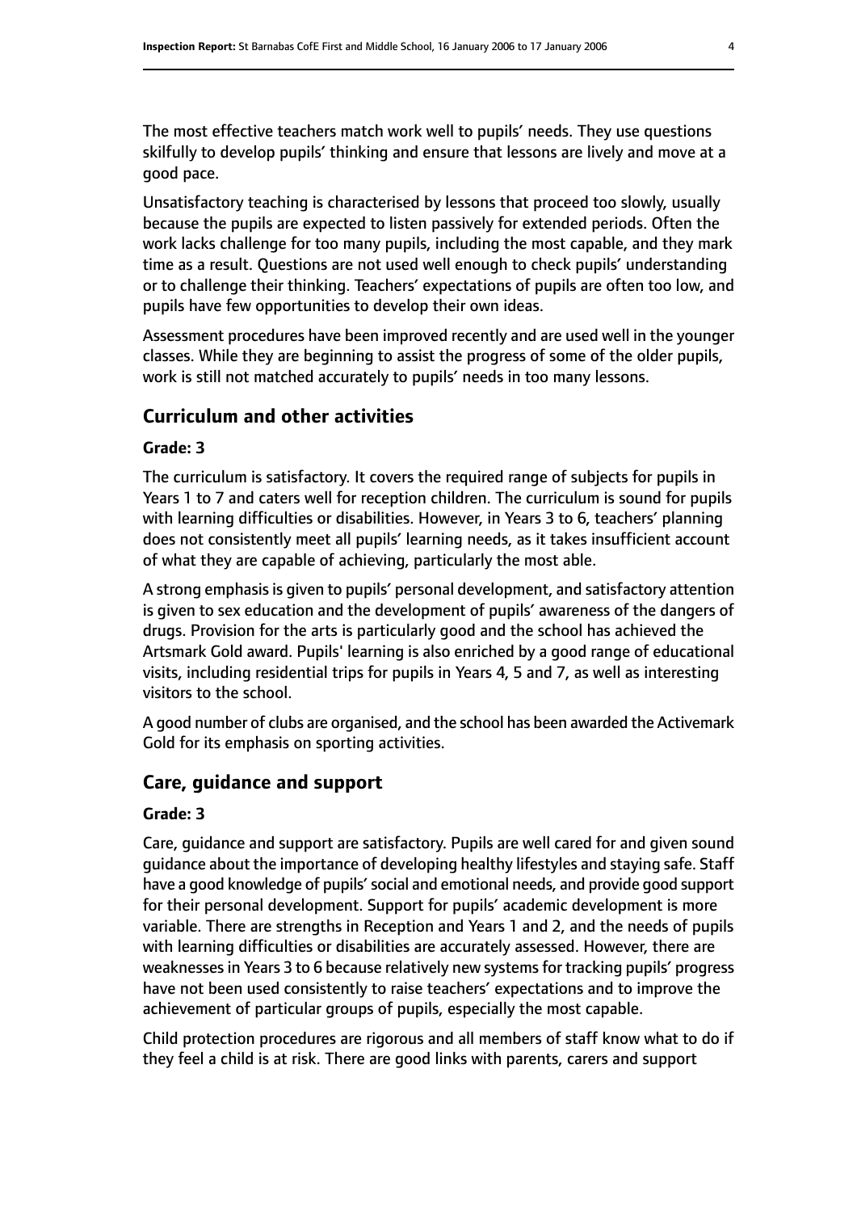The most effective teachers match work well to pupils' needs. They use questions skilfully to develop pupils' thinking and ensure that lessons are lively and move at a good pace.

Unsatisfactory teaching is characterised by lessons that proceed too slowly, usually because the pupils are expected to listen passively for extended periods. Often the work lacks challenge for too many pupils, including the most capable, and they mark time as a result. Questions are not used well enough to check pupils' understanding or to challenge their thinking. Teachers' expectations of pupils are often too low, and pupils have few opportunities to develop their own ideas.

Assessment procedures have been improved recently and are used well in the younger classes. While they are beginning to assist the progress of some of the older pupils, work is still not matched accurately to pupils' needs in too many lessons.

## Curriculum and other activities

**Grade: 3**

The curriculum is satisfactory. It covers the required range of subjects for pupils in Years 1 to 7 and caters well for reception children. The curriculum is sound for pupils with learning difficulties or disabilities. However, in Years 3 to 6, teachers' planning does not consistently meet all pupils' learning needs, as it takes insufficient account of what they are capable of achieving, particularly the most able.

A strong emphasis is given to pupils' personal development, and satisfactory attention is given to sex education and the development of pupils' awareness of the dangers of drugs. Provision for the arts is particularly good and the school has achieved the Artsmark Gold award. Pupils' learning is also enriched by a good range of educational visits, including residential trips for pupils in Years 4, 5 and 7, as well as interesting visitors to the school.

A good number of clubs are organised, and the school has been awarded the Activemark Gold for its emphasis on sporting activities.

## Care, guidance and support

**Grade: 3**

Care, guidance and support are satisfactory. Pupils are well cared for and given sound guidance about the importance of developing healthy lifestyles and staying safe. Staff have a good knowledge of pupils' social and emotional needs, and provide good support for their personal development. Support for pupils' academic development is more variable. There are strengths in Reception and Years 1 and 2, and the needs of pupils with learning difficulties or disabilities are accurately assessed. However, there are weaknesses in Years 3 to 6 because relatively new systems for tracking pupils' progress have not been used consistently to raise teachers' expectations and to improve the achievement of particular groups of pupils, especially the most capable.

Child protection procedures are rigorous and all members of staff know what to do if they feel a child is at risk. There are good links with parents, carers and support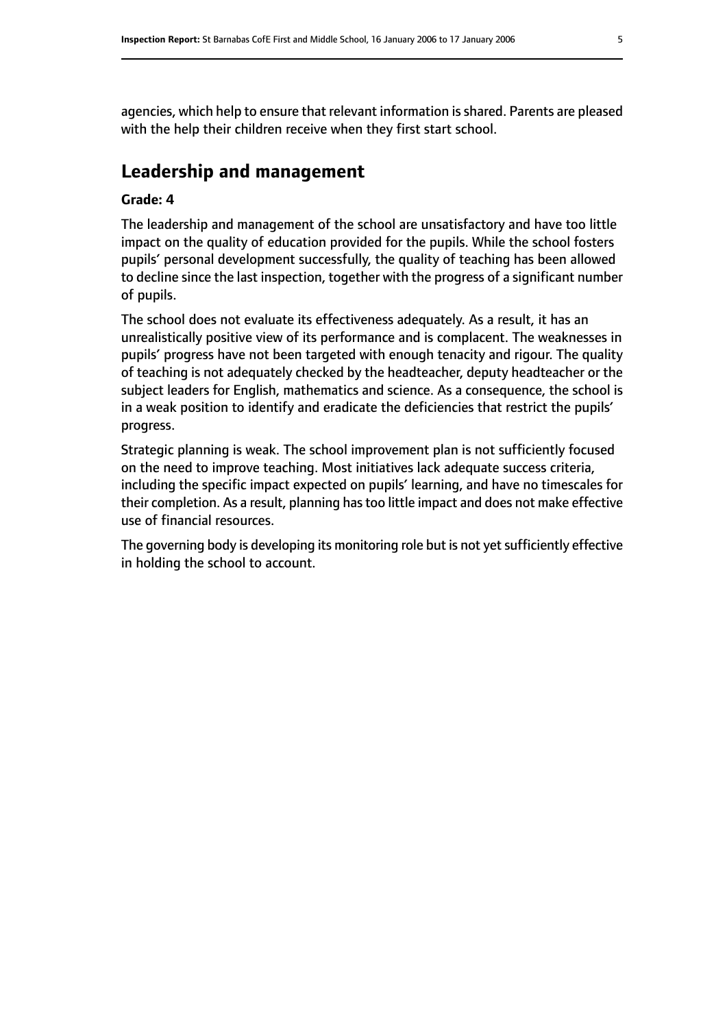agencies, which help to ensure that relevant information is shared. Parents are pleased with the help their children receive when they first start school.

## Leadership and management

**Grade: 4**

The leadership and management of the school are unsatisfactory and have too little impact on the quality of education provided for the pupils. While the school fosters pupils' personal development successfully, the quality of teaching has been allowed to decline since the last inspection, together with the progress of a significant number of pupils.

The school does not evaluate its effectiveness adequately. As a result, it has an unrealistically positive view of its performance and is complacent. The weaknesses in pupils' progress have not been targeted with enough tenacity and rigour. The quality of teaching is not adequately checked by the headteacher, deputy headteacher or the subject leaders for English, mathematics and science. As a consequence, the school is in a weak position to identify and eradicate the deficiencies that restrict the pupils' progress.

Strategic planning is weak. The school improvement plan is not sufficiently focused on the need to improve teaching. Most initiatives lack adequate success criteria, including the specific impact expected on pupils' learning, and have no timescales for their completion. As a result, planning has too little impact and does not make effective use of financial resources.

The governing body is developing its monitoring role but is not yet sufficiently effective in holding the school to account.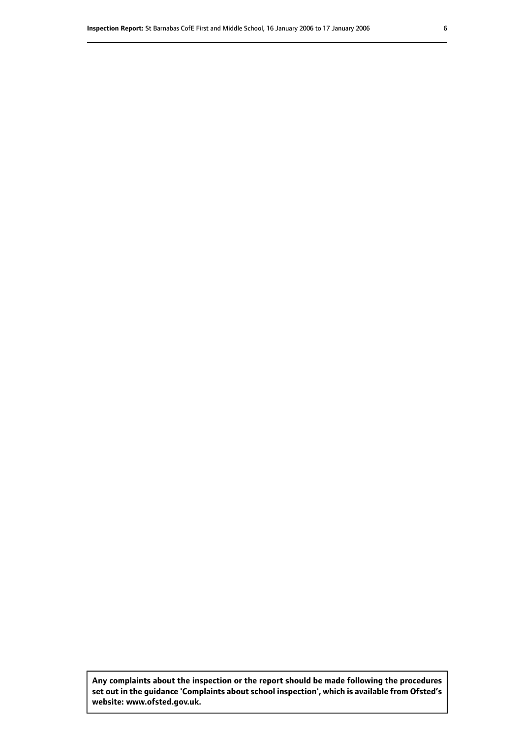**Any complaints about the inspection or the report should be made following the procedures set out in the guidance 'Complaints about school inspection', which is available from Ofsted's website: www.ofsted.gov.uk.**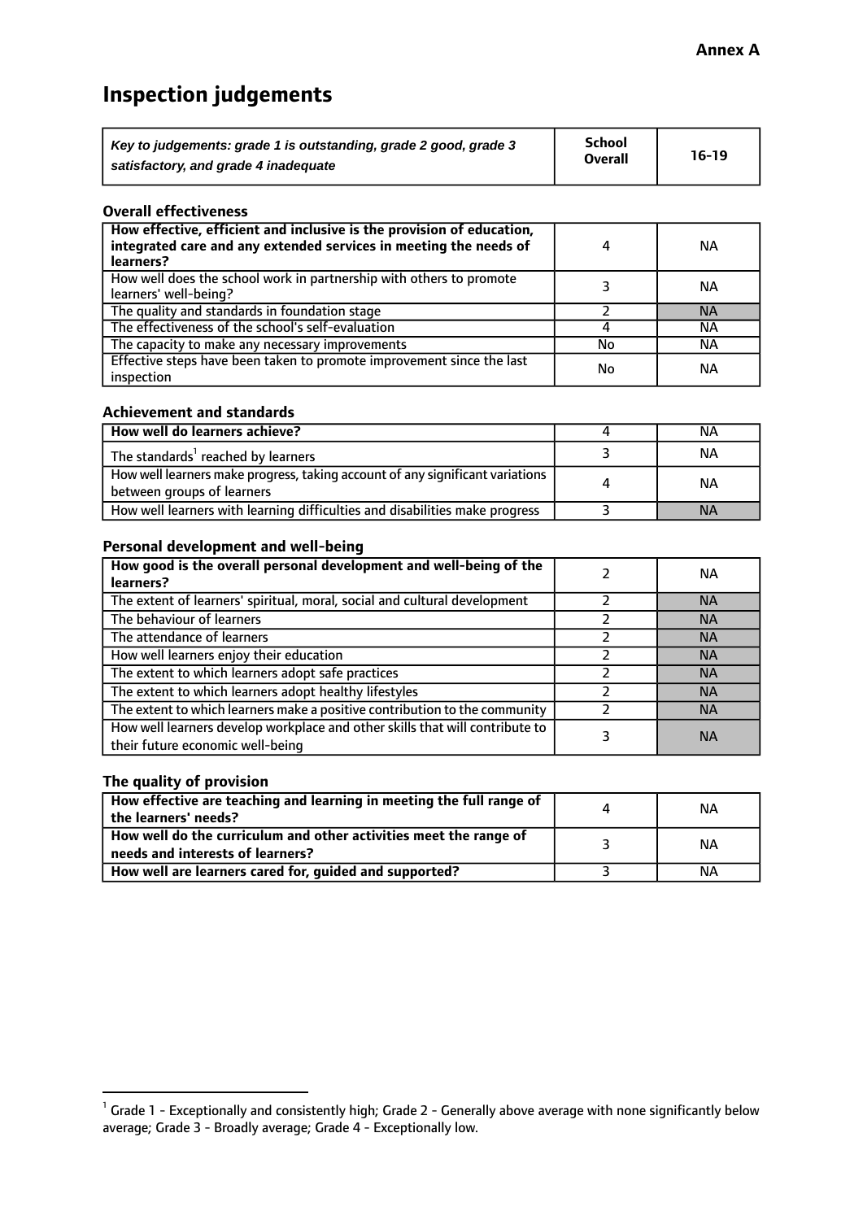**Annex A**

# Inspection judgements

| *Key to judgements: grade 1 is outstanding, grade 2 good, grade 3 satisfactory, and grade 4 inadequate* | School Overall | 16-19 |
|---|---|---|

### Overall effectiveness

| | | |
|---|---|---|
| **How effective, efficient and inclusive is the provision of education, integrated care and any extended services in meeting the needs of learners?** | 4 | NA |
| How well does the school work in partnership with others to promote learners' well-being? | 3 | NA |
| The quality and standards in foundation stage | 2 | NA |
| The effectiveness of the school's self-evaluation | 4 | NA |
| The capacity to make any necessary improvements | No | NA |
| Effective steps have been taken to promote improvement since the last inspection | No | NA |

### Achievement and standards

| | | |
|---|---|---|
| **How well do learners achieve?** | 4 | NA |
| The standards[1] reached by learners | 3 | NA |
| How well learners make progress, taking account of any significant variations between groups of learners | 4 | NA |
| How well learners with learning difficulties and disabilities make progress | 3 | NA |

### Personal development and well-being

| | | |
|---|---|---|
| **How good is the overall personal development and well-being of the learners?** | 2 | NA |
| The extent of learners' spiritual, moral, social and cultural development | 2 | NA |
| The behaviour of learners | 2 | NA |
| The attendance of learners | 2 | NA |
| How well learners enjoy their education | 2 | NA |
| The extent to which learners adopt safe practices | 2 | NA |
| The extent to which learners adopt healthy lifestyles | 2 | NA |
| The extent to which learners make a positive contribution to the community | 2 | NA |
| How well learners develop workplace and other skills that will contribute to their future economic well-being | 3 | NA |

### The quality of provision

| | | |
|---|---|---|
| **How effective are teaching and learning in meeting the full range of the learners' needs?** | 4 | NA |
| **How well do the curriculum and other activities meet the range of needs and interests of learners?** | 3 | NA |
| **How well are learners cared for, guided and supported?** | 3 | NA |

[1] Grade 1 - Exceptionally and consistently high; Grade 2 - Generally above average with none significantly below average; Grade 3 - Broadly average; Grade 4 - Exceptionally low.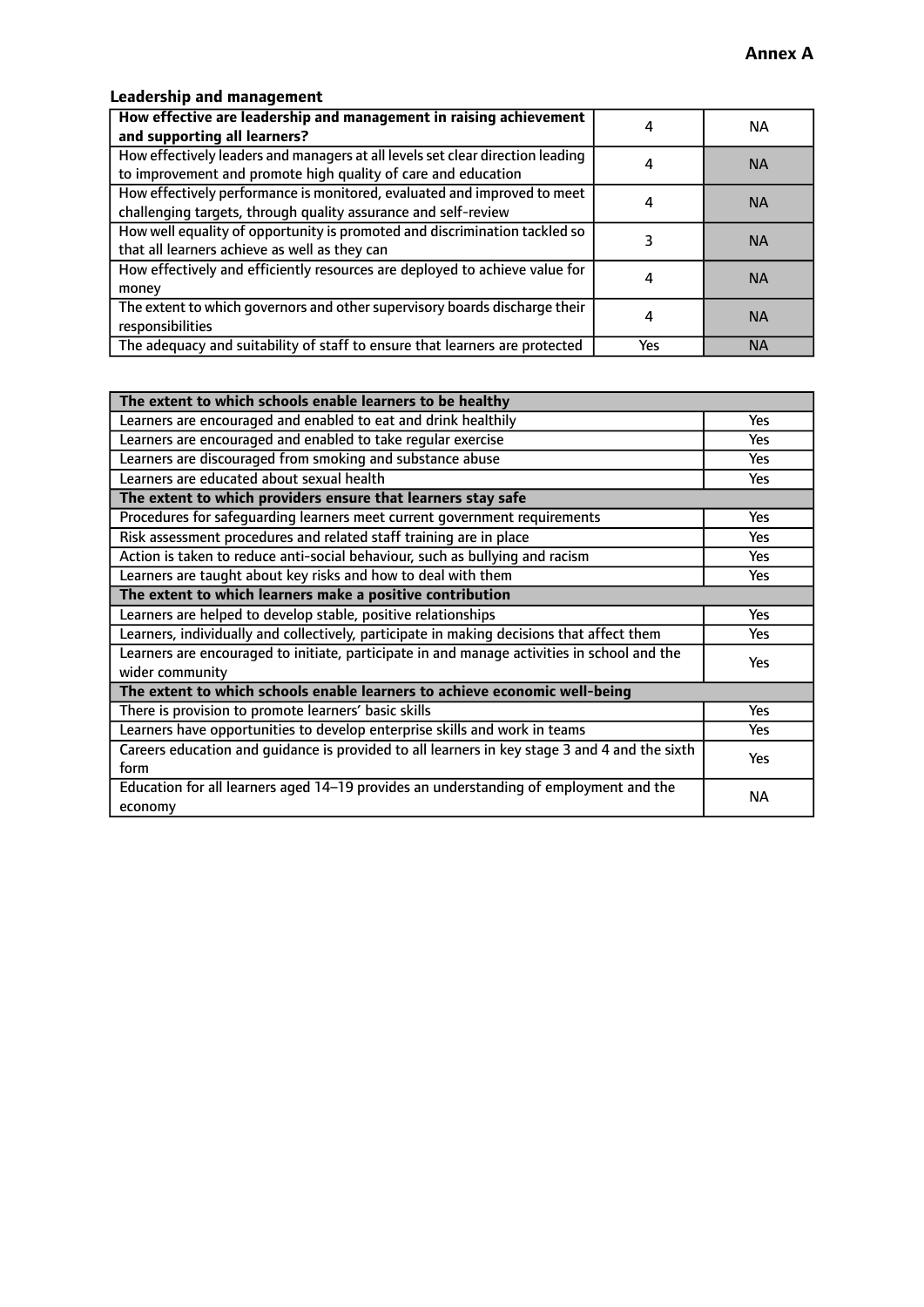**Annex A**

### Leadership and management

| How effective are leadership and management in raising achievement and supporting all learners? | 4 | NA |
|---|---|---|
| How effectively leaders and managers at all levels set clear direction leading to improvement and promote high quality of care and education | 4 | NA |
| How effectively performance is monitored, evaluated and improved to meet challenging targets, through quality assurance and self-review | 4 | NA |
| How well equality of opportunity is promoted and discrimination tackled so that all learners achieve as well as they can | 3 | NA |
| How effectively and efficiently resources are deployed to achieve value for money | 4 | NA |
| The extent to which governors and other supervisory boards discharge their responsibilities | 4 | NA |
| The adequacy and suitability of staff to ensure that learners are protected | Yes | NA |

| **The extent to which schools enable learners to be healthy** | |
|---|---|
| Learners are encouraged and enabled to eat and drink healthily | Yes |
| Learners are encouraged and enabled to take regular exercise | Yes |
| Learners are discouraged from smoking and substance abuse | Yes |
| Learners are educated about sexual health | Yes |
| **The extent to which providers ensure that learners stay safe** | |
| Procedures for safeguarding learners meet current government requirements | Yes |
| Risk assessment procedures and related staff training are in place | Yes |
| Action is taken to reduce anti-social behaviour, such as bullying and racism | Yes |
| Learners are taught about key risks and how to deal with them | Yes |
| **The extent to which learners make a positive contribution** | |
| Learners are helped to develop stable, positive relationships | Yes |
| Learners, individually and collectively, participate in making decisions that affect them | Yes |
| Learners are encouraged to initiate, participate in and manage activities in school and the wider community | Yes |
| **The extent to which schools enable learners to achieve economic well-being** | |
| There is provision to promote learners' basic skills | Yes |
| Learners have opportunities to develop enterprise skills and work in teams | Yes |
| Careers education and guidance is provided to all learners in key stage 3 and 4 and the sixth form | Yes |
| Education for all learners aged 14–19 provides an understanding of employment and the economy | NA |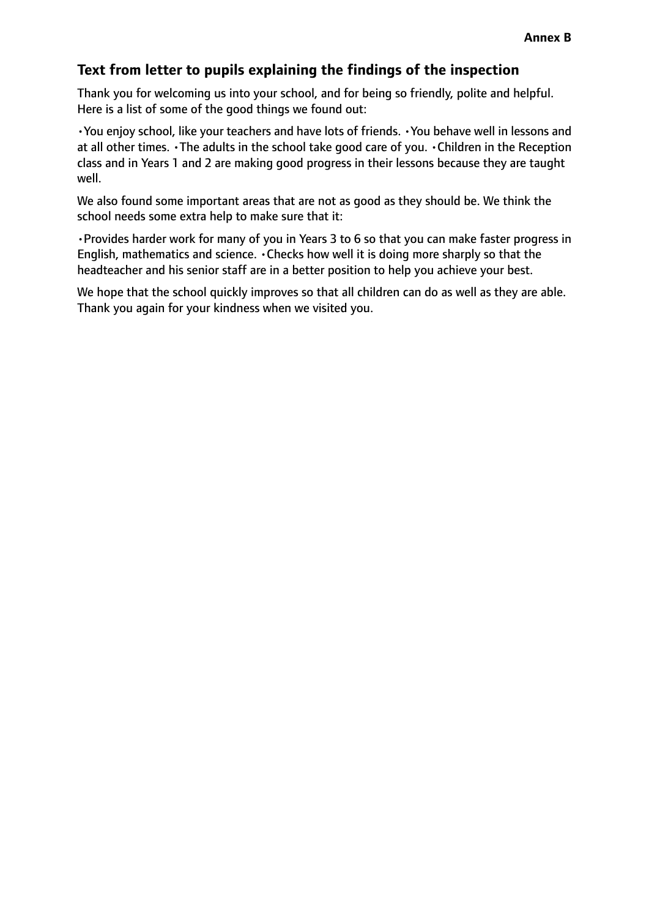Annex B

## Text from letter to pupils explaining the findings of the inspection

Thank you for welcoming us into your school, and for being so friendly, polite and helpful. Here is a list of some of the good things we found out:

- You enjoy school, like your teachers and have lots of friends.
- You behave well in lessons and at all other times.
- The adults in the school take good care of you.
- Children in the Reception class and in Years 1 and 2 are making good progress in their lessons because they are taught well.

We also found some important areas that are not as good as they should be. We think the school needs some extra help to make sure that it:

- Provides harder work for many of you in Years 3 to 6 so that you can make faster progress in English, mathematics and science.
- Checks how well it is doing more sharply so that the headteacher and his senior staff are in a better position to help you achieve your best.

We hope that the school quickly improves so that all children can do as well as they are able. Thank you again for your kindness when we visited you.